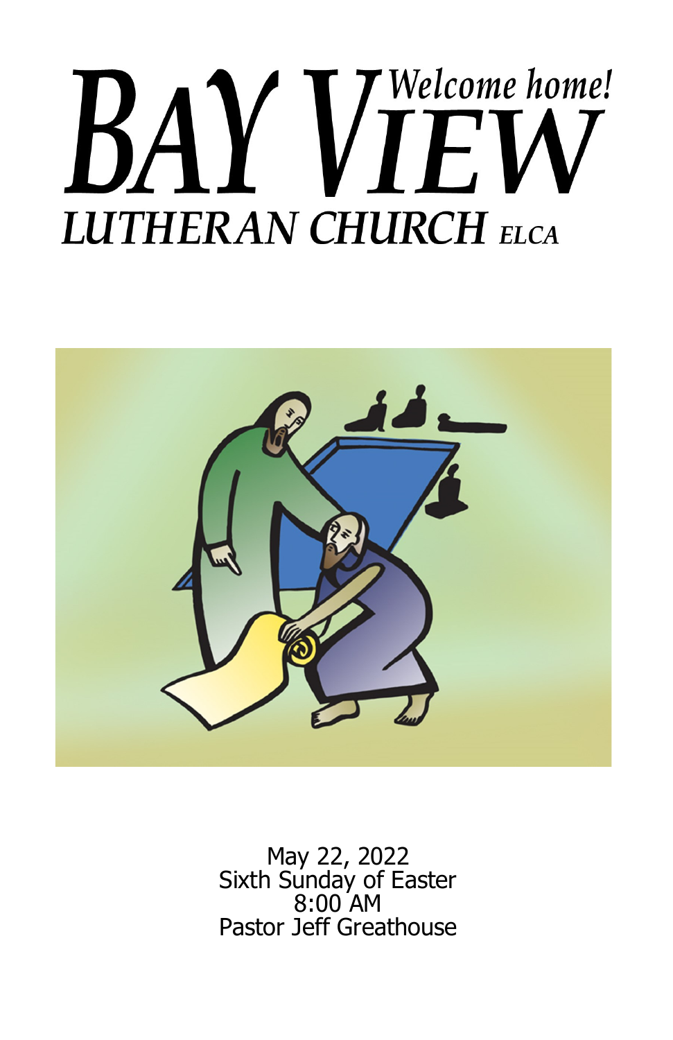# BAY VIEW
*Welcome home!*

## LUTHERAN CHURCH *ELCA*

May 22, 2022
Sixth Sunday of Easter
8:00 AM
Pastor Jeff Greathouse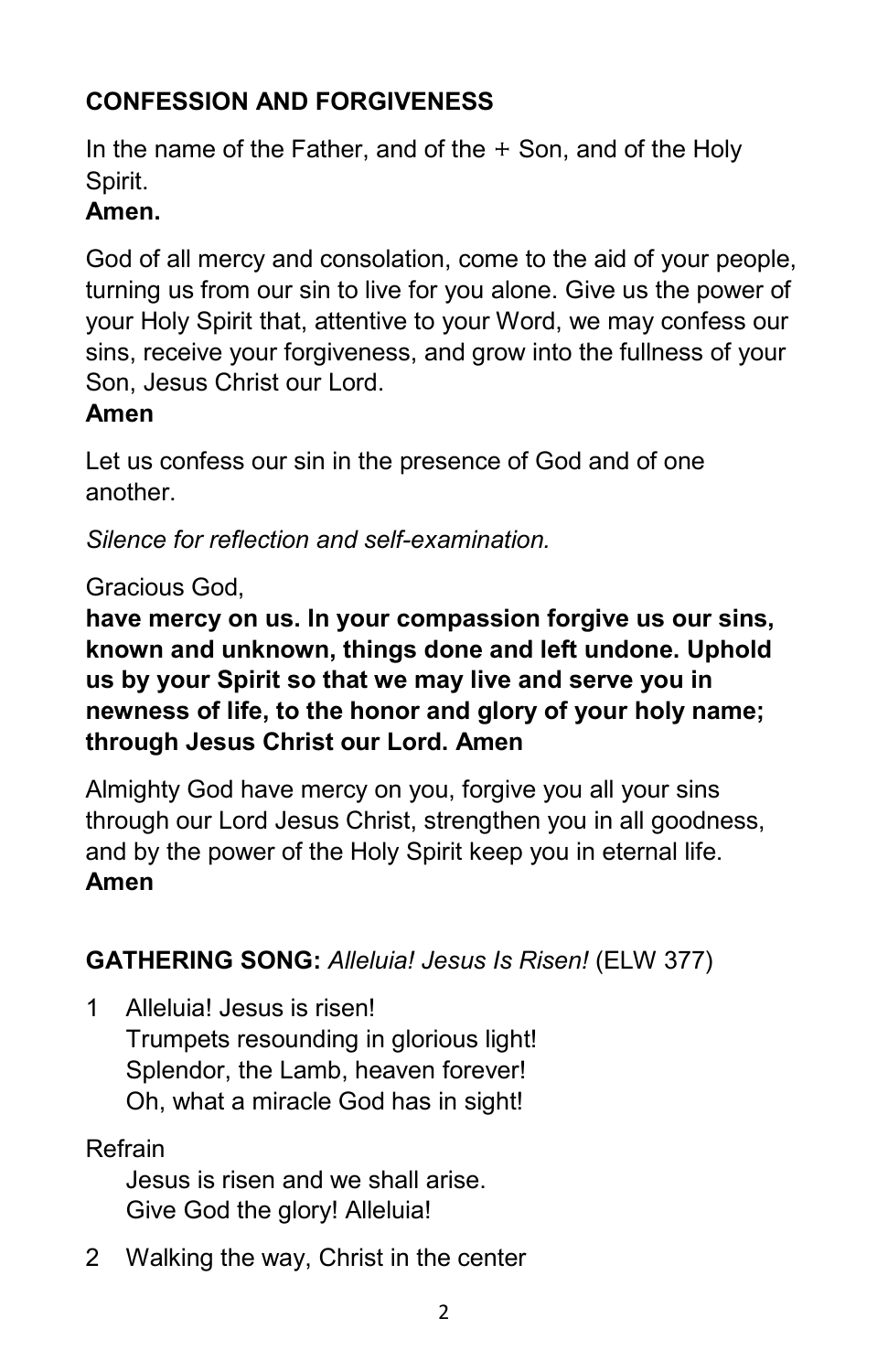## CONFESSION AND FORGIVENESS

In the name of the Father, and of the + Son, and of the Holy Spirit.
**Amen.**

God of all mercy and consolation, come to the aid of your people, turning us from our sin to live for you alone. Give us the power of your Holy Spirit that, attentive to your Word, we may confess our sins, receive your forgiveness, and grow into the fullness of your Son, Jesus Christ our Lord.
**Amen**

Let us confess our sin in the presence of God and of one another.

*Silence for reflection and self-examination.*

Gracious God,
**have mercy on us. In your compassion forgive us our sins, known and unknown, things done and left undone. Uphold us by your Spirit so that we may live and serve you in newness of life, to the honor and glory of your holy name; through Jesus Christ our Lord. Amen**

Almighty God have mercy on you, forgive you all your sins through our Lord Jesus Christ, strengthen you in all goodness, and by the power of the Holy Spirit keep you in eternal life.
**Amen**

## GATHERING SONG: *Alleluia! Jesus Is Risen!* (ELW 377)

1 Alleluia! Jesus is risen!
Trumpets resounding in glorious light!
Splendor, the Lamb, heaven forever!
Oh, what a miracle God has in sight!

Refrain
Jesus is risen and we shall arise.
Give God the glory! Alleluia!

2 Walking the way, Christ in the center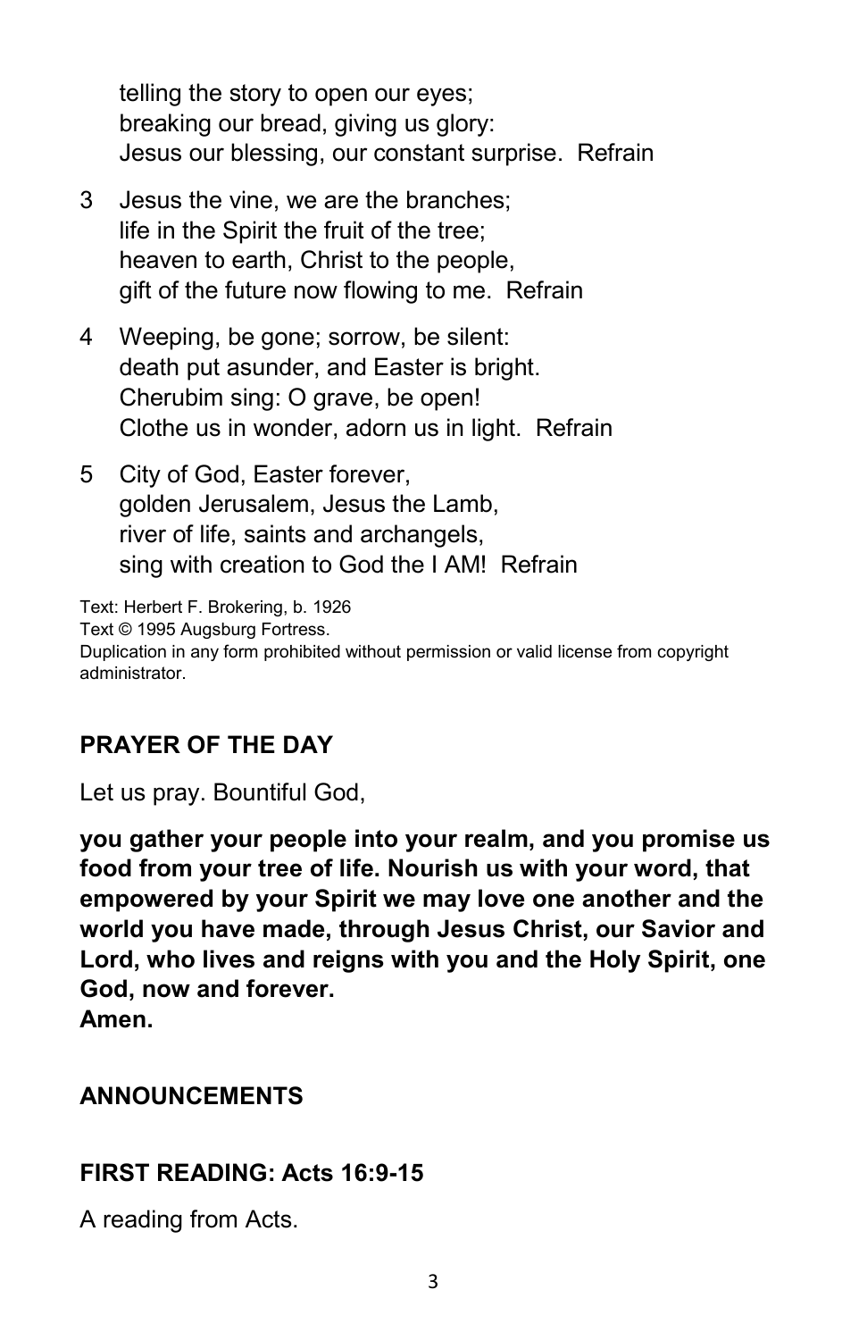telling the story to open our eyes;
breaking our bread, giving us glory:
Jesus our blessing, our constant surprise. Refrain

3 Jesus the vine, we are the branches;
life in the Spirit the fruit of the tree;
heaven to earth, Christ to the people,
gift of the future now flowing to me. Refrain

4 Weeping, be gone; sorrow, be silent:
death put asunder, and Easter is bright.
Cherubim sing: O grave, be open!
Clothe us in wonder, adorn us in light. Refrain

5 City of God, Easter forever,
golden Jerusalem, Jesus the Lamb,
river of life, saints and archangels,
sing with creation to God the I AM! Refrain

Text: Herbert F. Brokering, b. 1926
Text © 1995 Augsburg Fortress.
Duplication in any form prohibited without permission or valid license from copyright administrator.

## PRAYER OF THE DAY

Let us pray. Bountiful God,

**you gather your people into your realm, and you promise us food from your tree of life. Nourish us with your word, that empowered by your Spirit we may love one another and the world you have made, through Jesus Christ, our Savior and Lord, who lives and reigns with you and the Holy Spirit, one God, now and forever.**
**Amen.**

## ANNOUNCEMENTS

## FIRST READING: Acts 16:9-15

A reading from Acts.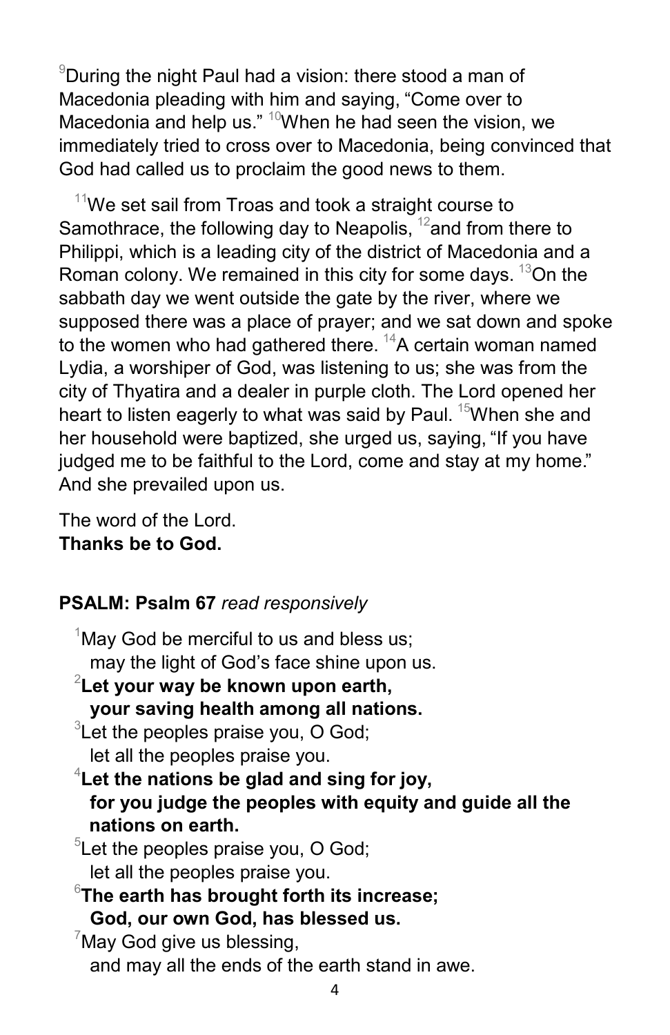[9]During the night Paul had a vision: there stood a man of Macedonia pleading with him and saying, “Come over to Macedonia and help us.” [10]When he had seen the vision, we immediately tried to cross over to Macedonia, being convinced that God had called us to proclaim the good news to them.

[11]We set sail from Troas and took a straight course to Samothrace, the following day to Neapolis, [12]and from there to Philippi, which is a leading city of the district of Macedonia and a Roman colony. We remained in this city for some days. [13]On the sabbath day we went outside the gate by the river, where we supposed there was a place of prayer; and we sat down and spoke to the women who had gathered there. [14]A certain woman named Lydia, a worshiper of God, was listening to us; she was from the city of Thyatira and a dealer in purple cloth. The Lord opened her heart to listen eagerly to what was said by Paul. [15]When she and her household were baptized, she urged us, saying, “If you have judged me to be faithful to the Lord, come and stay at my home.” And she prevailed upon us.

The word of the Lord.
**Thanks be to God.**

**PSALM: Psalm 67** *read responsively*

[1]May God be merciful to us and bless us;
may the light of God’s face shine upon us.
[2]**Let your way be known upon earth,**
**your saving health among all nations.**
[3]Let the peoples praise you, O God;
let all the peoples praise you.
[4]**Let the nations be glad and sing for joy,**
**for you judge the peoples with equity and guide all the nations on earth.**
[5]Let the peoples praise you, O God;
let all the peoples praise you.
[6]**The earth has brought forth its increase;**
**God, our own God, has blessed us.**
[7]May God give us blessing,
and may all the ends of the earth stand in awe.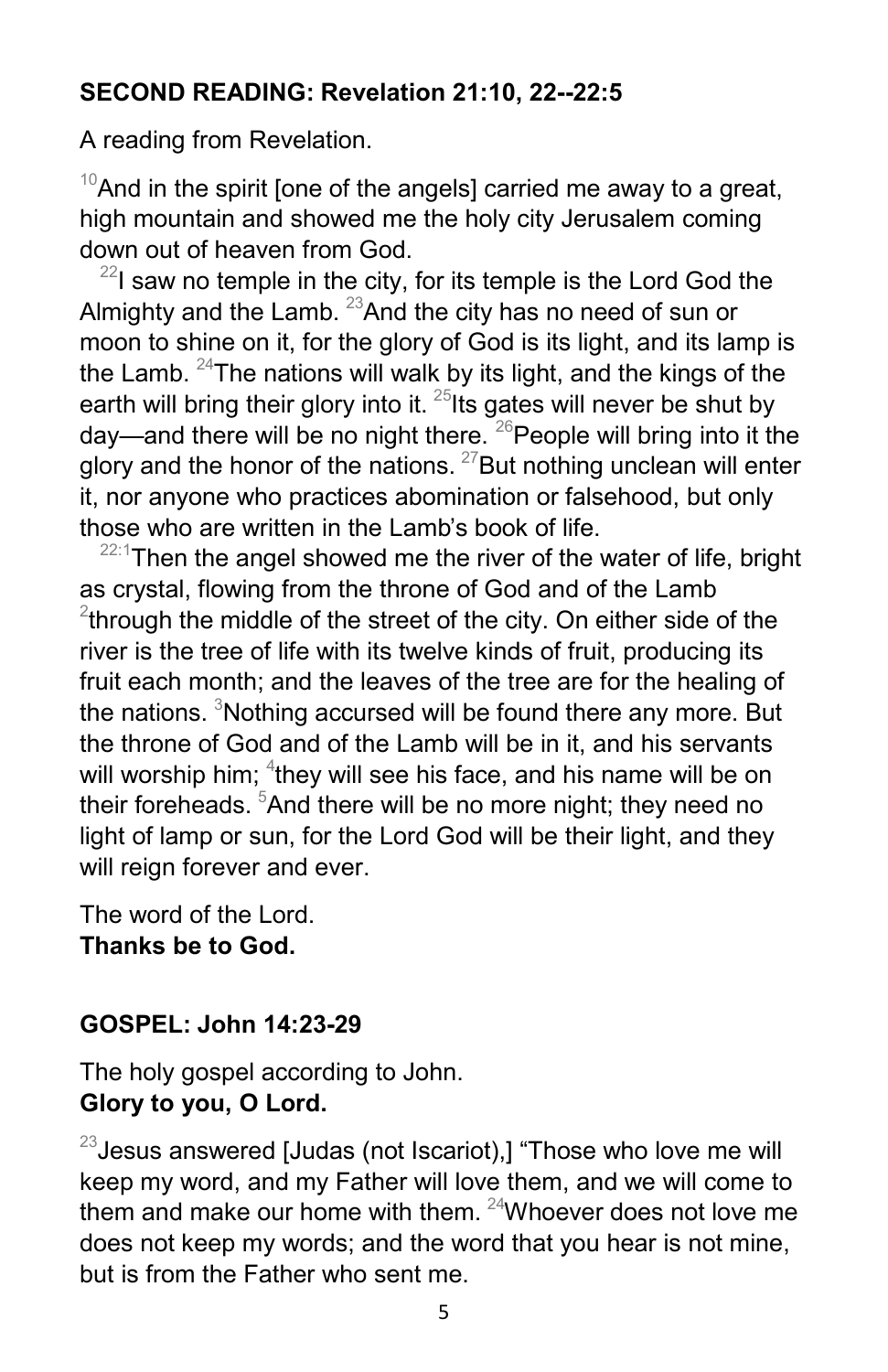**SECOND READING: Revelation 21:10, 22--22:5**

A reading from Revelation.

[10]And in the spirit [one of the angels] carried me away to a great, high mountain and showed me the holy city Jerusalem coming down out of heaven from God.

[22]I saw no temple in the city, for its temple is the Lord God the Almighty and the Lamb. [23]And the city has no need of sun or moon to shine on it, for the glory of God is its light, and its lamp is the Lamb. [24]The nations will walk by its light, and the kings of the earth will bring their glory into it. [25]Its gates will never be shut by day—and there will be no night there. [26]People will bring into it the glory and the honor of the nations. [27]But nothing unclean will enter it, nor anyone who practices abomination or falsehood, but only those who are written in the Lamb's book of life.

[22:1]Then the angel showed me the river of the water of life, bright as crystal, flowing from the throne of God and of the Lamb [2]through the middle of the street of the city. On either side of the river is the tree of life with its twelve kinds of fruit, producing its fruit each month; and the leaves of the tree are for the healing of the nations. [3]Nothing accursed will be found there any more. But the throne of God and of the Lamb will be in it, and his servants will worship him; [4]they will see his face, and his name will be on their foreheads. [5]And there will be no more night; they need no light of lamp or sun, for the Lord God will be their light, and they will reign forever and ever.

The word of the Lord.
**Thanks be to God.**

**GOSPEL: John 14:23-29**

The holy gospel according to John.
**Glory to you, O Lord.**

[23]Jesus answered [Judas (not Iscariot),] "Those who love me will keep my word, and my Father will love them, and we will come to them and make our home with them. [24]Whoever does not love me does not keep my words; and the word that you hear is not mine, but is from the Father who sent me.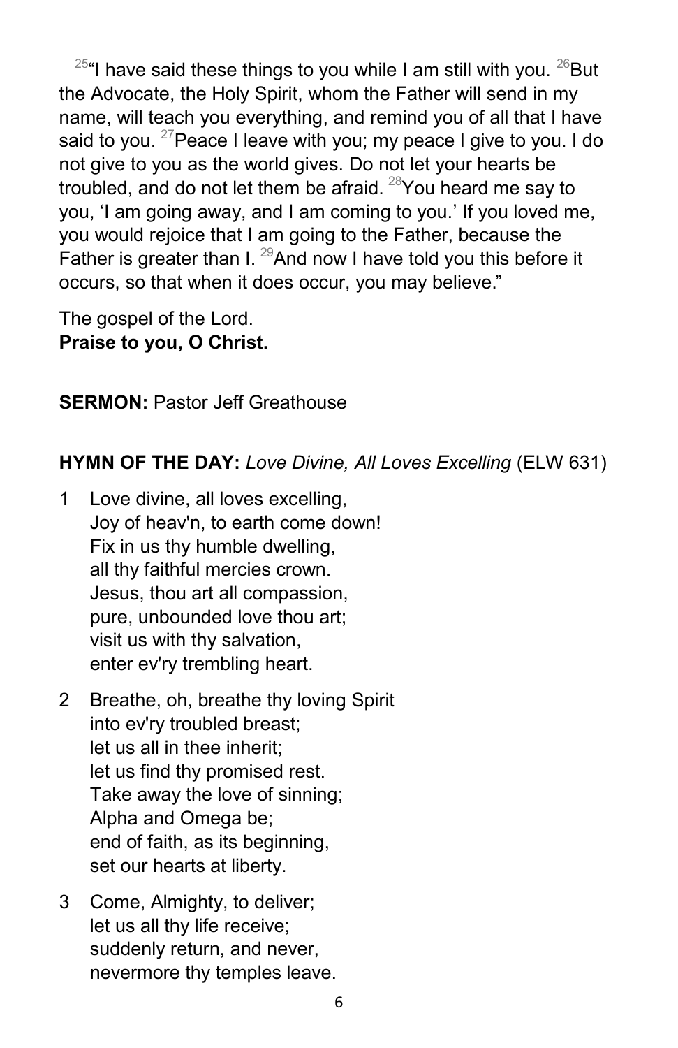[25]"I have said these things to you while I am still with you. [26]But the Advocate, the Holy Spirit, whom the Father will send in my name, will teach you everything, and remind you of all that I have said to you. [27]Peace I leave with you; my peace I give to you. I do not give to you as the world gives. Do not let your hearts be troubled, and do not let them be afraid. [28]You heard me say to you, 'I am going away, and I am coming to you.' If you loved me, you would rejoice that I am going to the Father, because the Father is greater than I. [29]And now I have told you this before it occurs, so that when it does occur, you may believe."

The gospel of the Lord.
**Praise to you, O Christ.**

**SERMON:** Pastor Jeff Greathouse

**HYMN OF THE DAY:** *Love Divine, All Loves Excelling* (ELW 631)

1 Love divine, all loves excelling,
Joy of heav'n, to earth come down!
Fix in us thy humble dwelling,
all thy faithful mercies crown.
Jesus, thou art all compassion,
pure, unbounded love thou art;
visit us with thy salvation,
enter ev'ry trembling heart.

2 Breathe, oh, breathe thy loving Spirit
into ev'ry troubled breast;
let us all in thee inherit;
let us find thy promised rest.
Take away the love of sinning;
Alpha and Omega be;
end of faith, as its beginning,
set our hearts at liberty.

3 Come, Almighty, to deliver;
let us all thy life receive;
suddenly return, and never,
nevermore thy temples leave.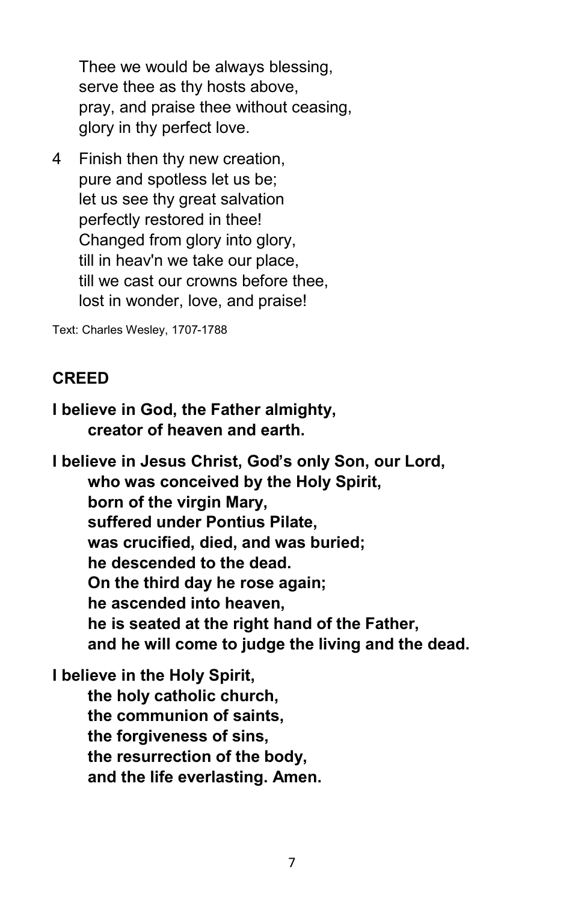Thee we would be always blessing,
serve thee as thy hosts above,
pray, and praise thee without ceasing,
glory in thy perfect love.

4 Finish then thy new creation,
pure and spotless let us be;
let us see thy great salvation
perfectly restored in thee!
Changed from glory into glory,
till in heav'n we take our place,
till we cast our crowns before thee,
lost in wonder, love, and praise!

Text: Charles Wesley, 1707-1788

## CREED

**I believe in God, the Father almighty,**
**creator of heaven and earth.**

**I believe in Jesus Christ, God's only Son, our Lord,**
**who was conceived by the Holy Spirit,**
**born of the virgin Mary,**
**suffered under Pontius Pilate,**
**was crucified, died, and was buried;**
**he descended to the dead.**
**On the third day he rose again;**
**he ascended into heaven,**
**he is seated at the right hand of the Father,**
**and he will come to judge the living and the dead.**

**I believe in the Holy Spirit,**
**the holy catholic church,**
**the communion of saints,**
**the forgiveness of sins,**
**the resurrection of the body,**
**and the life everlasting. Amen.**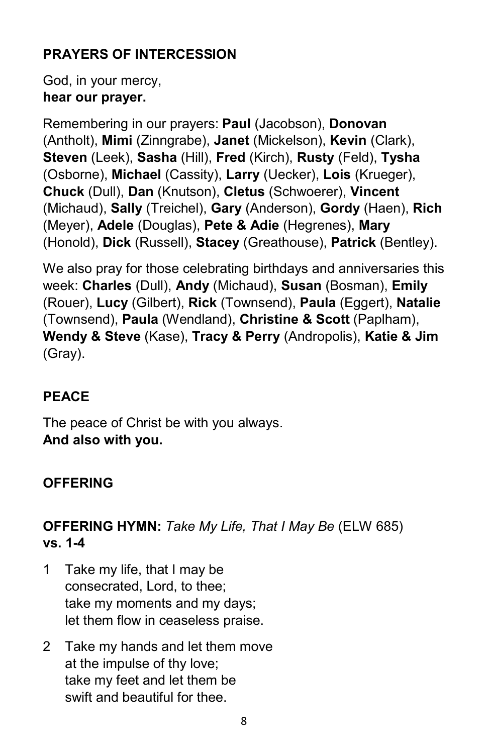## PRAYERS OF INTERCESSION

God, in your mercy,
**hear our prayer.**

Remembering in our prayers: **Paul** (Jacobson), **Donovan** (Antholt), **Mimi** (Zinngrabe), **Janet** (Mickelson), **Kevin** (Clark), **Steven** (Leek), **Sasha** (Hill), **Fred** (Kirch), **Rusty** (Feld), **Tysha** (Osborne), **Michael** (Cassity), **Larry** (Uecker), **Lois** (Krueger), **Chuck** (Dull), **Dan** (Knutson), **Cletus** (Schwoerer), **Vincent** (Michaud), **Sally** (Treichel), **Gary** (Anderson), **Gordy** (Haen), **Rich** (Meyer), **Adele** (Douglas), **Pete & Adie** (Hegrenes), **Mary** (Honold), **Dick** (Russell), **Stacey** (Greathouse), **Patrick** (Bentley).

We also pray for those celebrating birthdays and anniversaries this week: **Charles** (Dull), **Andy** (Michaud), **Susan** (Bosman), **Emily** (Rouer), **Lucy** (Gilbert), **Rick** (Townsend), **Paula** (Eggert), **Natalie** (Townsend), **Paula** (Wendland), **Christine & Scott** (Paplham), **Wendy & Steve** (Kase), **Tracy & Perry** (Andropolis), **Katie & Jim** (Gray).

## PEACE

The peace of Christ be with you always.
**And also with you.**

## OFFERING

**OFFERING HYMN:** *Take My Life, That I May Be* (ELW 685) **vs. 1-4**

1 Take my life, that I may be
consecrated, Lord, to thee;
take my moments and my days;
let them flow in ceaseless praise.

2 Take my hands and let them move
at the impulse of thy love;
take my feet and let them be
swift and beautiful for thee.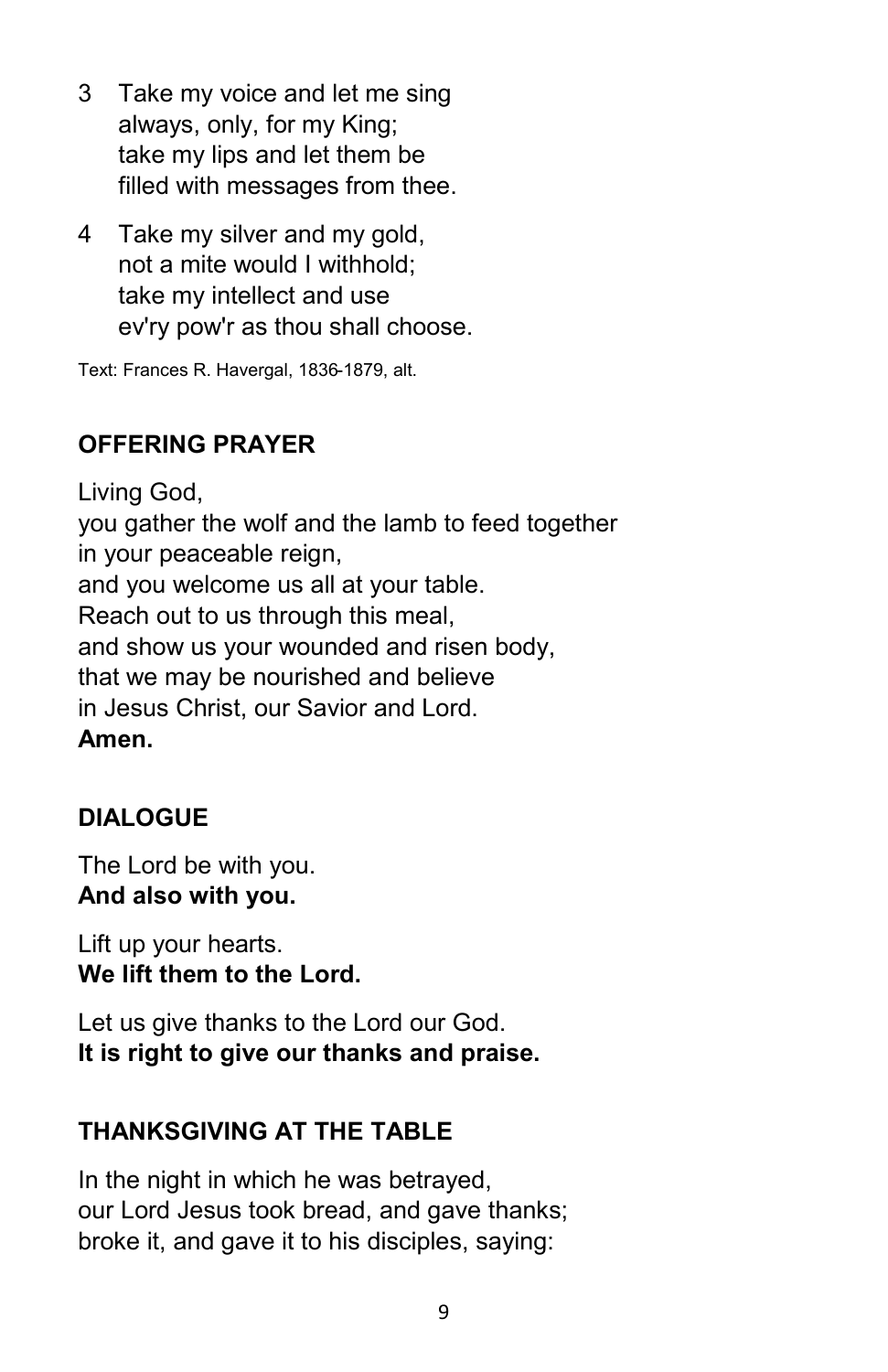3 Take my voice and let me sing  
 always, only, for my King;  
 take my lips and let them be  
 filled with messages from thee.

4 Take my silver and my gold,  
 not a mite would I withhold;  
 take my intellect and use  
 ev'ry pow'r as thou shall choose.

Text: Frances R. Havergal, 1836-1879, alt.

## OFFERING PRAYER

Living God,  
you gather the wolf and the lamb to feed together  
in your peaceable reign,  
and you welcome us all at your table.  
Reach out to us through this meal,  
and show us your wounded and risen body,  
that we may be nourished and believe  
in Jesus Christ, our Savior and Lord.  
**Amen.**

## DIALOGUE

The Lord be with you.  
**And also with you.**

Lift up your hearts.  
**We lift them to the Lord.**

Let us give thanks to the Lord our God.  
**It is right to give our thanks and praise.**

## THANKSGIVING AT THE TABLE

In the night in which he was betrayed,  
our Lord Jesus took bread, and gave thanks;  
broke it, and gave it to his disciples, saying: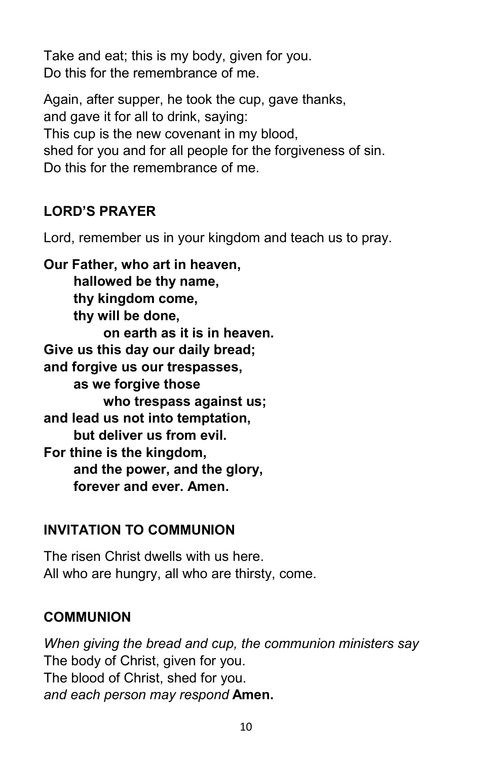Take and eat; this is my body, given for you.
Do this for the remembrance of me.

Again, after supper, he took the cup, gave thanks,
and gave it for all to drink, saying:
This cup is the new covenant in my blood,
shed for you and for all people for the forgiveness of sin.
Do this for the remembrance of me.

## LORD'S PRAYER

Lord, remember us in your kingdom and teach us to pray.

**Our Father, who art in heaven,**
**hallowed be thy name,**
**thy kingdom come,**
**thy will be done,**
**on earth as it is in heaven.**
**Give us this day our daily bread;**
**and forgive us our trespasses,**
**as we forgive those**
**who trespass against us;**
**and lead us not into temptation,**
**but deliver us from evil.**
**For thine is the kingdom,**
**and the power, and the glory,**
**forever and ever. Amen.**

## INVITATION TO COMMUNION

The risen Christ dwells with us here.
All who are hungry, all who are thirsty, come.

## COMMUNION

*When giving the bread and cup, the communion ministers say*
The body of Christ, given for you.
The blood of Christ, shed for you.
*and each person may respond* **Amen.**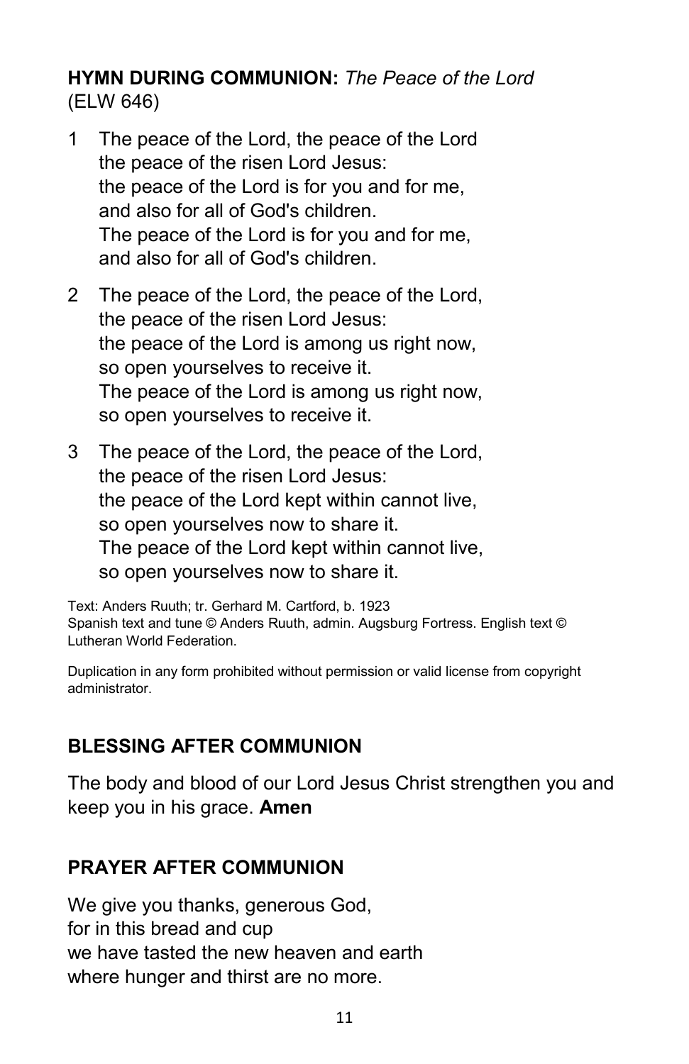**HYMN DURING COMMUNION:** *The Peace of the Lord* (ELW 646)

1. The peace of the Lord, the peace of the Lord
   the peace of the risen Lord Jesus:
   the peace of the Lord is for you and for me,
   and also for all of God's children.
   The peace of the Lord is for you and for me,
   and also for all of God's children.

2. The peace of the Lord, the peace of the Lord,
   the peace of the risen Lord Jesus:
   the peace of the Lord is among us right now,
   so open yourselves to receive it.
   The peace of the Lord is among us right now,
   so open yourselves to receive it.

3. The peace of the Lord, the peace of the Lord,
   the peace of the risen Lord Jesus:
   the peace of the Lord kept within cannot live,
   so open yourselves now to share it.
   The peace of the Lord kept within cannot live,
   so open yourselves now to share it.

Text: Anders Ruuth; tr. Gerhard M. Cartford, b. 1923
Spanish text and tune © Anders Ruuth, admin. Augsburg Fortress. English text © Lutheran World Federation.

Duplication in any form prohibited without permission or valid license from copyright administrator.

## BLESSING AFTER COMMUNION

The body and blood of our Lord Jesus Christ strengthen you and keep you in his grace. **Amen**

## PRAYER AFTER COMMUNION

We give you thanks, generous God,
for in this bread and cup
we have tasted the new heaven and earth
where hunger and thirst are no more.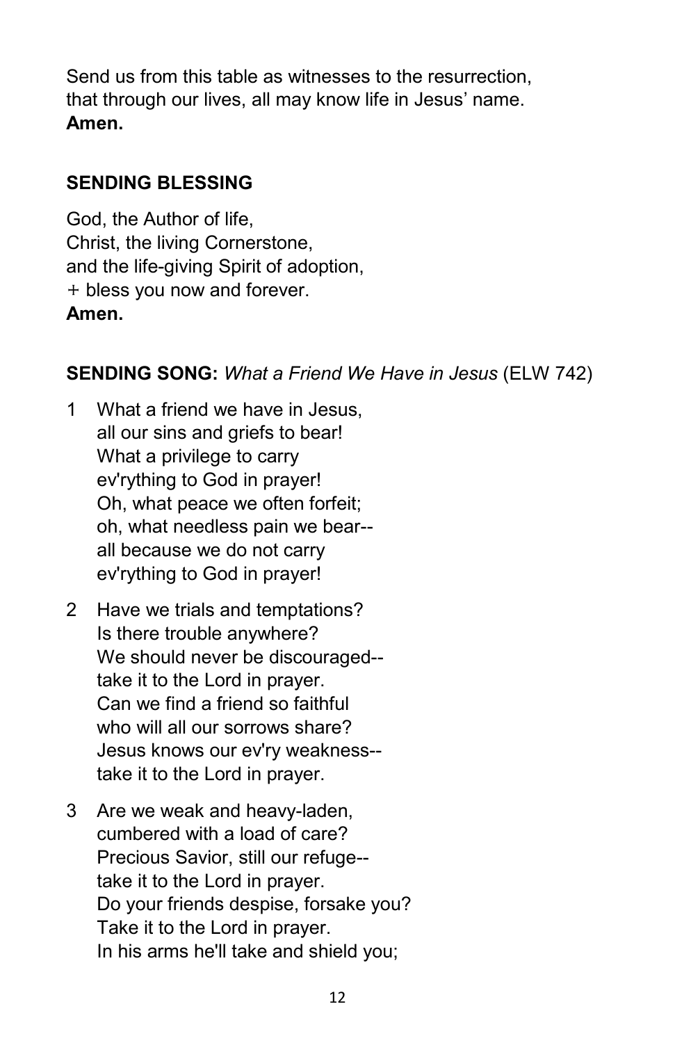Send us from this table as witnesses to the resurrection,
that through our lives, all may know life in Jesus' name.
**Amen.**

## SENDING BLESSING

God, the Author of life,
Christ, the living Cornerstone,
and the life-giving Spirit of adoption,
+ bless you now and forever.
**Amen.**

## SENDING SONG: *What a Friend We Have in Jesus* (ELW 742)

1 What a friend we have in Jesus,
all our sins and griefs to bear!
What a privilege to carry
ev'rything to God in prayer!
Oh, what peace we often forfeit;
oh, what needless pain we bear--
all because we do not carry
ev'rything to God in prayer!

2 Have we trials and temptations?
Is there trouble anywhere?
We should never be discouraged--
take it to the Lord in prayer.
Can we find a friend so faithful
who will all our sorrows share?
Jesus knows our ev'ry weakness--
take it to the Lord in prayer.

3 Are we weak and heavy-laden,
cumbered with a load of care?
Precious Savior, still our refuge--
take it to the Lord in prayer.
Do your friends despise, forsake you?
Take it to the Lord in prayer.
In his arms he'll take and shield you;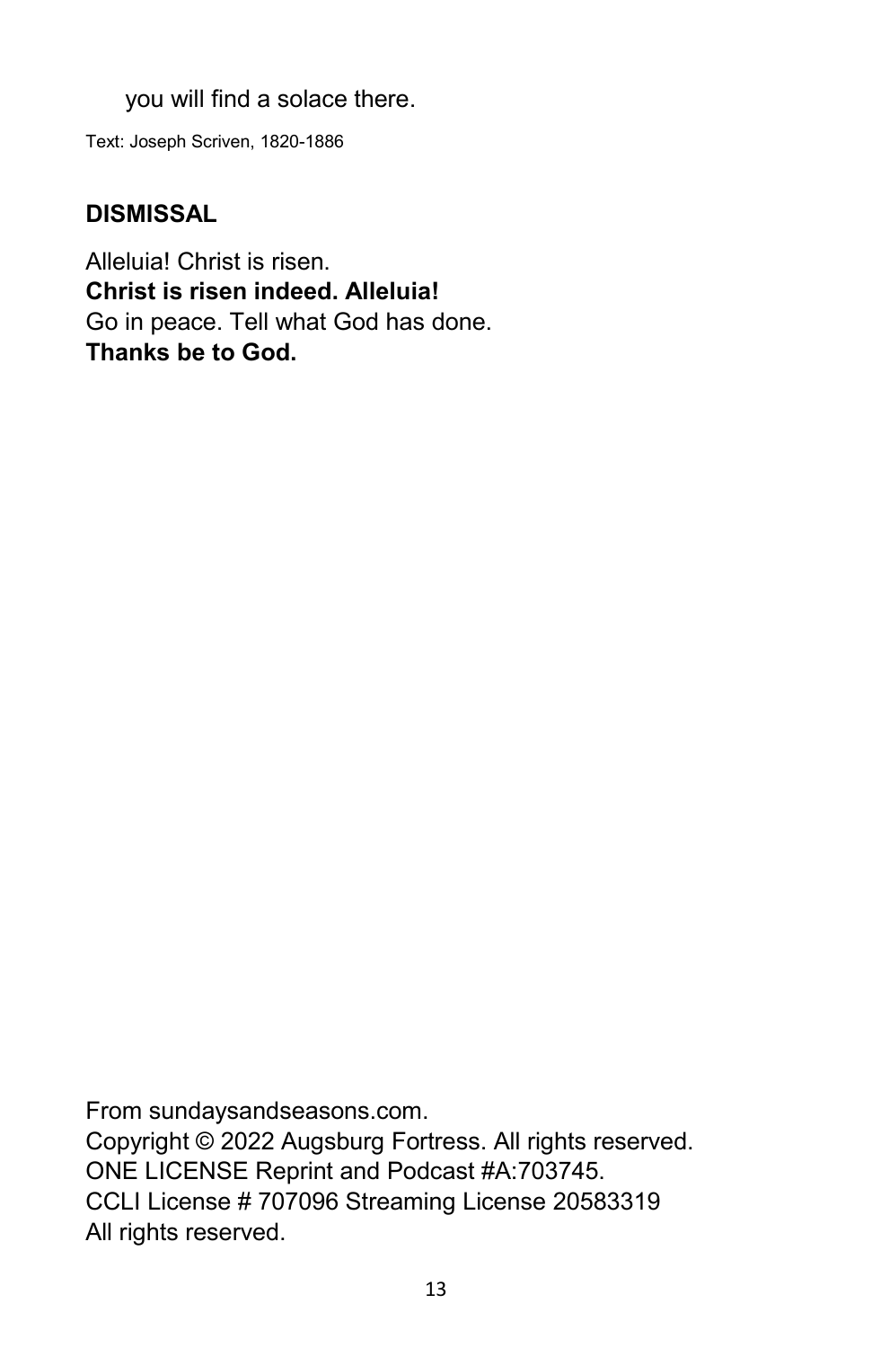you will find a solace there.

Text: Joseph Scriven, 1820-1886

**DISMISSAL**

Alleluia! Christ is risen.
**Christ is risen indeed. Alleluia!**
Go in peace. Tell what God has done.
**Thanks be to God.**

From sundaysandseasons.com.
Copyright © 2022 Augsburg Fortress. All rights reserved.
ONE LICENSE Reprint and Podcast #A:703745.
CCLI License # 707096 Streaming License 20583319
All rights reserved.